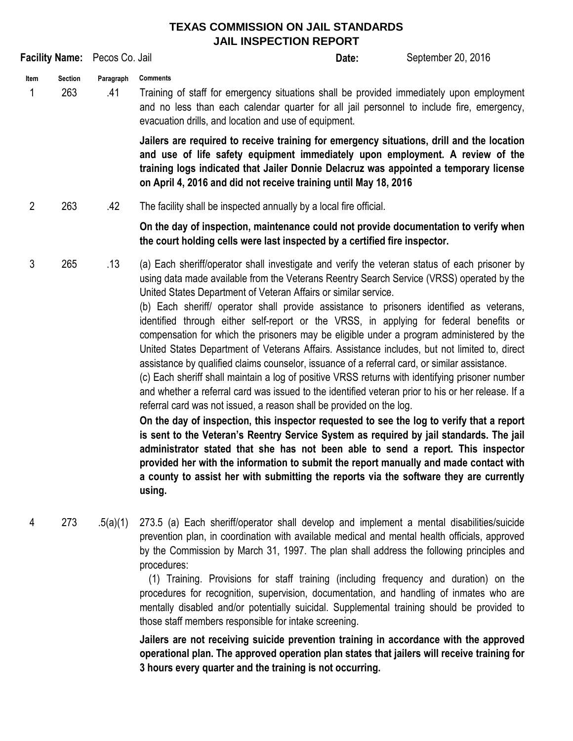# TEXAS COMMISSION ON JAIL STANDARDS
## JAIL INSPECTION REPORT

**Facility Name:** Pecos Co. Jail **Date:** September 20, 2016

| Item | Section | Paragraph | Comments |
|---|---|---|---|
| 1 | 263 | .41 | Training of staff for emergency situations shall be provided immediately upon employment and no less than each calendar quarter for all jail personnel to include fire, emergency, evacuation drills, and location and use of equipment.<br><br>**Jailers are required to receive training for emergency situations, drill and the location and use of life safety equipment immediately upon employment. A review of the training logs indicated that Jailer Donnie Delacruz was appointed a temporary license on April 4, 2016 and did not receive training until May 18, 2016** |
| 2 | 263 | .42 | The facility shall be inspected annually by a local fire official.<br><br>**On the day of inspection, maintenance could not provide documentation to verify when the court holding cells were last inspected by a certified fire inspector.** |
| 3 | 265 | .13 | (a) Each sheriff/operator shall investigate and verify the veteran status of each prisoner by using data made available from the Veterans Reentry Search Service (VRSS) operated by the United States Department of Veteran Affairs or similar service.<br>(b) Each sheriff/ operator shall provide assistance to prisoners identified as veterans, identified through either self-report or the VRSS, in applying for federal benefits or compensation for which the prisoners may be eligible under a program administered by the United States Department of Veterans Affairs. Assistance includes, but not limited to, direct assistance by qualified claims counselor, issuance of a referral card, or similar assistance.<br>(c) Each sheriff shall maintain a log of positive VRSS returns with identifying prisoner number and whether a referral card was issued to the identified veteran prior to his or her release. If a referral card was not issued, a reason shall be provided on the log.<br>**On the day of inspection, this inspector requested to see the log to verify that a report is sent to the Veteran's Reentry Service System as required by jail standards. The jail administrator stated that she has not been able to send a report. This inspector provided her with the information to submit the report manually and made contact with a county to assist her with submitting the reports via the software they are currently using.** |
| 4 | 273 | .5(a)(1) | 273.5 (a) Each sheriff/operator shall develop and implement a mental disabilities/suicide prevention plan, in coordination with available medical and mental health officials, approved by the Commission by March 31, 1997. The plan shall address the following principles and procedures:<br>(1) Training. Provisions for staff training (including frequency and duration) on the procedures for recognition, supervision, documentation, and handling of inmates who are mentally disabled and/or potentially suicidal. Supplemental training should be provided to those staff members responsible for intake screening.<br><br>**Jailers are not receiving suicide prevention training in accordance with the approved operational plan. The approved operation plan states that jailers will receive training for 3 hours every quarter and the training is not occurring.** |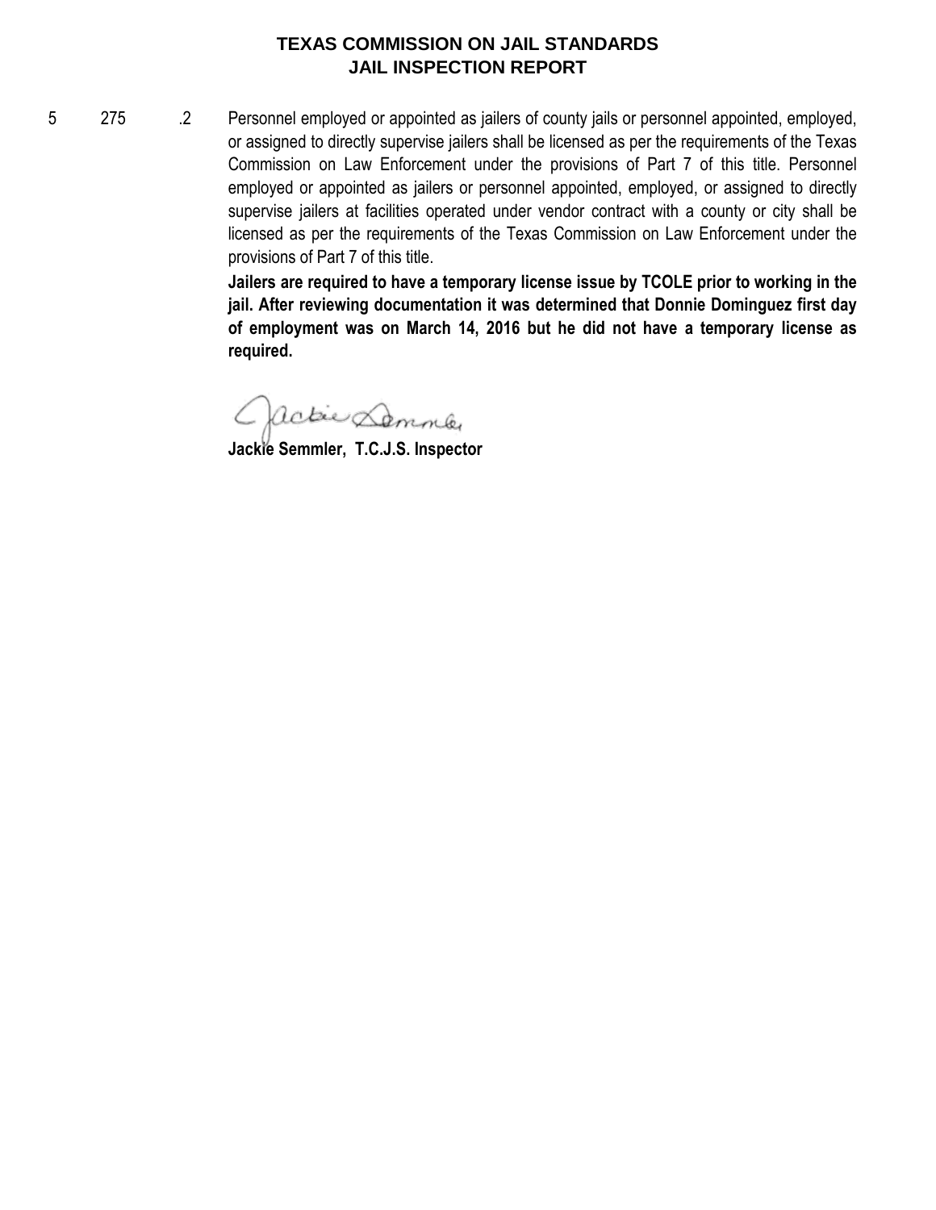**TEXAS COMMISSION ON JAIL STANDARDS**
**JAIL INSPECTION REPORT**

5 275 .2 Personnel employed or appointed as jailers of county jails or personnel appointed, employed, or assigned to directly supervise jailers shall be licensed as per the requirements of the Texas Commission on Law Enforcement under the provisions of Part 7 of this title. Personnel employed or appointed as jailers or personnel appointed, employed, or assigned to directly supervise jailers at facilities operated under vendor contract with a county or city shall be licensed as per the requirements of the Texas Commission on Law Enforcement under the provisions of Part 7 of this title.

**Jailers are required to have a temporary license issue by TCOLE prior to working in the jail. After reviewing documentation it was determined that Donnie Dominguez first day of employment was on March 14, 2016 but he did not have a temporary license as required.**

**Jackie Semmler, T.C.J.S. Inspector**